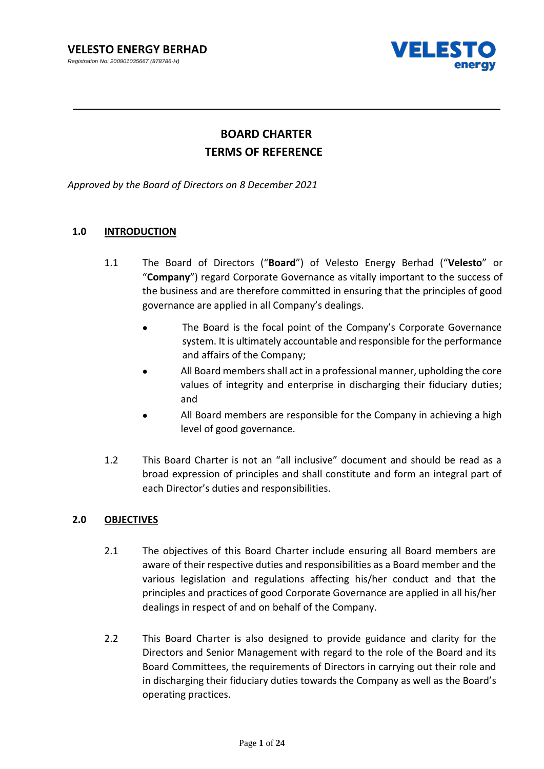**VELESTO ENERGY BERHAD**

*Registration No: 200901035667 (878786-H)*

# BOARD CHARTER
# TERMS OF REFERENCE

*Approved by the Board of Directors on 8 December 2021*

## 1.0 INTRODUCTION

1.1 The Board of Directors ("**Board**") of Velesto Energy Berhad ("**Velesto**" or "**Company**") regard Corporate Governance as vitally important to the success of the business and are therefore committed in ensuring that the principles of good governance are applied in all Company's dealings.

- The Board is the focal point of the Company's Corporate Governance system. It is ultimately accountable and responsible for the performance and affairs of the Company;
- All Board members shall act in a professional manner, upholding the core values of integrity and enterprise in discharging their fiduciary duties; and
- All Board members are responsible for the Company in achieving a high level of good governance.

1.2 This Board Charter is not an "all inclusive" document and should be read as a broad expression of principles and shall constitute and form an integral part of each Director's duties and responsibilities.

## 2.0 OBJECTIVES

2.1 The objectives of this Board Charter include ensuring all Board members are aware of their respective duties and responsibilities as a Board member and the various legislation and regulations affecting his/her conduct and that the principles and practices of good Corporate Governance are applied in all his/her dealings in respect of and on behalf of the Company.

2.2 This Board Charter is also designed to provide guidance and clarity for the Directors and Senior Management with regard to the role of the Board and its Board Committees, the requirements of Directors in carrying out their role and in discharging their fiduciary duties towards the Company as well as the Board's operating practices.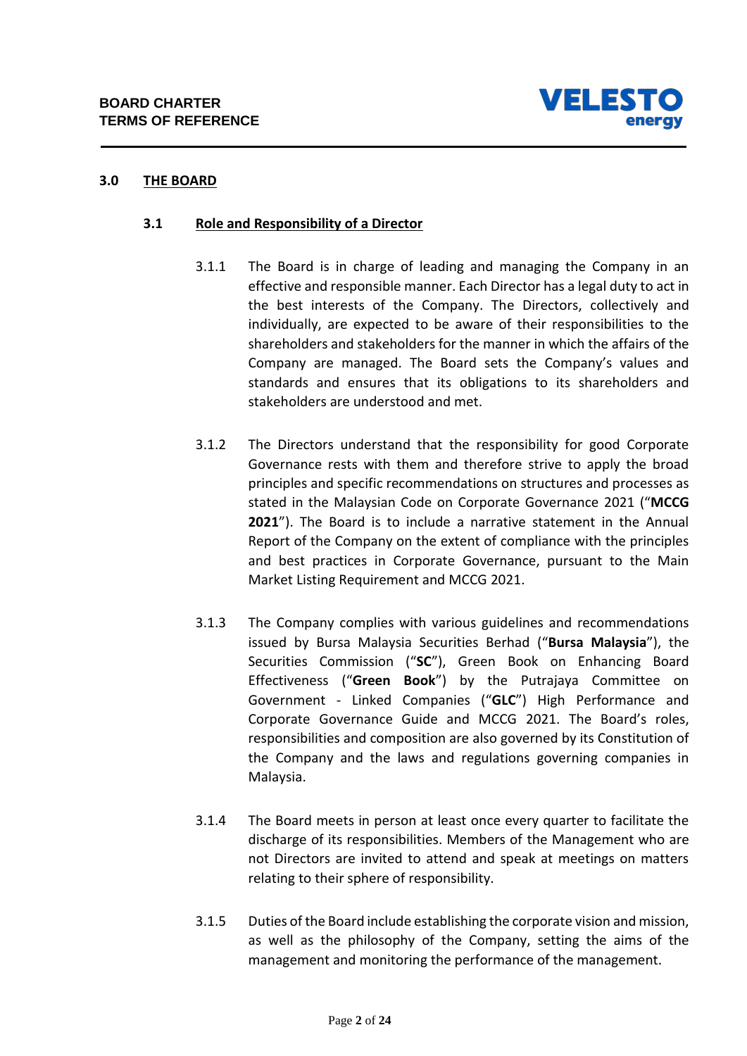## 3.0 THE BOARD

### 3.1 Role and Responsibility of a Director

3.1.1 The Board is in charge of leading and managing the Company in an effective and responsible manner. Each Director has a legal duty to act in the best interests of the Company. The Directors, collectively and individually, are expected to be aware of their responsibilities to the shareholders and stakeholders for the manner in which the affairs of the Company are managed. The Board sets the Company's values and standards and ensures that its obligations to its shareholders and stakeholders are understood and met.

3.1.2 The Directors understand that the responsibility for good Corporate Governance rests with them and therefore strive to apply the broad principles and specific recommendations on structures and processes as stated in the Malaysian Code on Corporate Governance 2021 ("**MCCG 2021**"). The Board is to include a narrative statement in the Annual Report of the Company on the extent of compliance with the principles and best practices in Corporate Governance, pursuant to the Main Market Listing Requirement and MCCG 2021.

3.1.3 The Company complies with various guidelines and recommendations issued by Bursa Malaysia Securities Berhad ("**Bursa Malaysia**"), the Securities Commission ("**SC**"), Green Book on Enhancing Board Effectiveness ("**Green Book**") by the Putrajaya Committee on Government - Linked Companies ("**GLC**") High Performance and Corporate Governance Guide and MCCG 2021. The Board's roles, responsibilities and composition are also governed by its Constitution of the Company and the laws and regulations governing companies in Malaysia.

3.1.4 The Board meets in person at least once every quarter to facilitate the discharge of its responsibilities. Members of the Management who are not Directors are invited to attend and speak at meetings on matters relating to their sphere of responsibility.

3.1.5 Duties of the Board include establishing the corporate vision and mission, as well as the philosophy of the Company, setting the aims of the management and monitoring the performance of the management.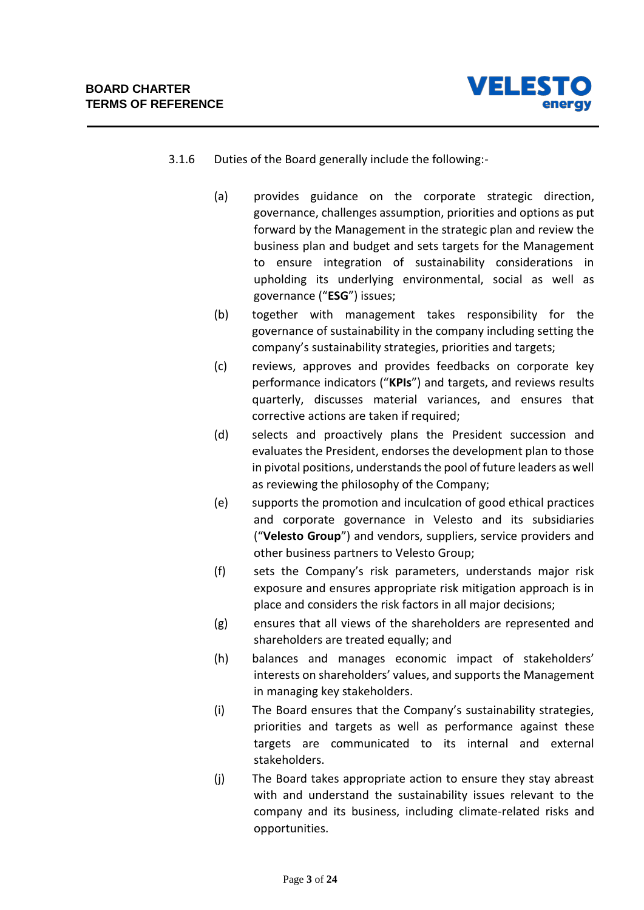3.1.6 Duties of the Board generally include the following:-

(a) provides guidance on the corporate strategic direction, governance, challenges assumption, priorities and options as put forward by the Management in the strategic plan and review the business plan and budget and sets targets for the Management to ensure integration of sustainability considerations in upholding its underlying environmental, social as well as governance ("**ESG**") issues;

(b) together with management takes responsibility for the governance of sustainability in the company including setting the company's sustainability strategies, priorities and targets;

(c) reviews, approves and provides feedbacks on corporate key performance indicators ("**KPIs**") and targets, and reviews results quarterly, discusses material variances, and ensures that corrective actions are taken if required;

(d) selects and proactively plans the President succession and evaluates the President, endorses the development plan to those in pivotal positions, understands the pool of future leaders as well as reviewing the philosophy of the Company;

(e) supports the promotion and inculcation of good ethical practices and corporate governance in Velesto and its subsidiaries ("**Velesto Group**") and vendors, suppliers, service providers and other business partners to Velesto Group;

(f) sets the Company's risk parameters, understands major risk exposure and ensures appropriate risk mitigation approach is in place and considers the risk factors in all major decisions;

(g) ensures that all views of the shareholders are represented and shareholders are treated equally; and

(h) balances and manages economic impact of stakeholders' interests on shareholders' values, and supports the Management in managing key stakeholders.

(i) The Board ensures that the Company's sustainability strategies, priorities and targets as well as performance against these targets are communicated to its internal and external stakeholders.

(j) The Board takes appropriate action to ensure they stay abreast with and understand the sustainability issues relevant to the company and its business, including climate-related risks and opportunities.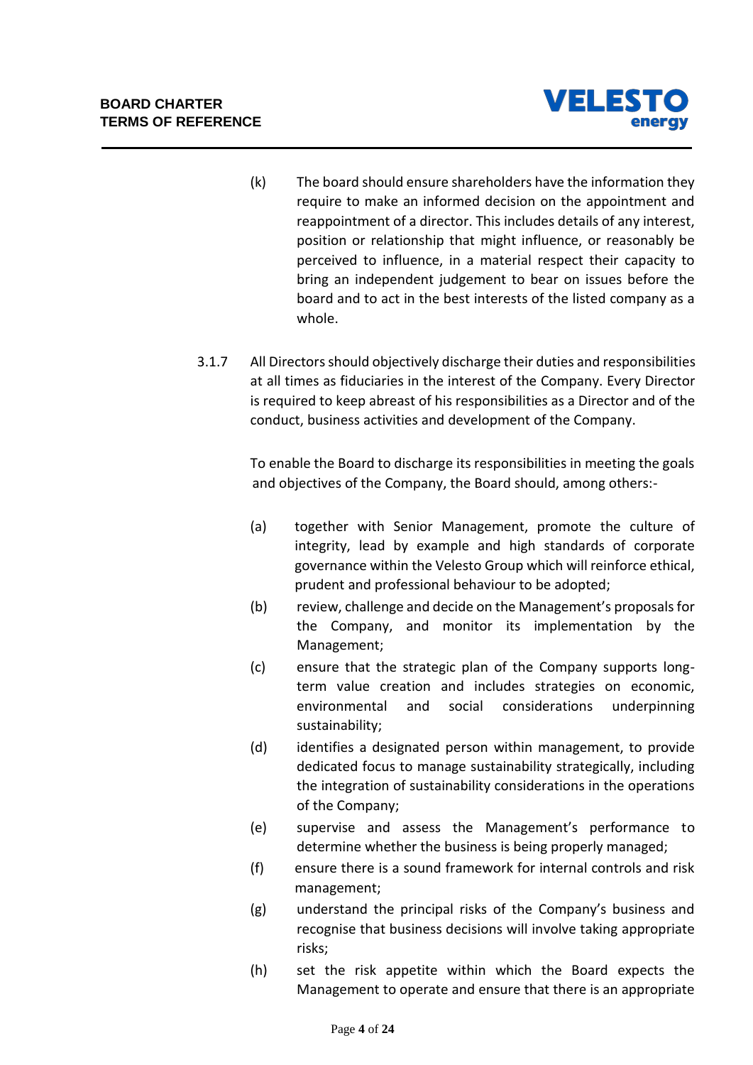(k) The board should ensure shareholders have the information they require to make an informed decision on the appointment and reappointment of a director. This includes details of any interest, position or relationship that might influence, or reasonably be perceived to influence, in a material respect their capacity to bring an independent judgement to bear on issues before the board and to act in the best interests of the listed company as a whole.

3.1.7 All Directors should objectively discharge their duties and responsibilities at all times as fiduciaries in the interest of the Company. Every Director is required to keep abreast of his responsibilities as a Director and of the conduct, business activities and development of the Company.

To enable the Board to discharge its responsibilities in meeting the goals and objectives of the Company, the Board should, among others:-

(a) together with Senior Management, promote the culture of integrity, lead by example and high standards of corporate governance within the Velesto Group which will reinforce ethical, prudent and professional behaviour to be adopted;

(b) review, challenge and decide on the Management's proposals for the Company, and monitor its implementation by the Management;

(c) ensure that the strategic plan of the Company supports long-term value creation and includes strategies on economic, environmental and social considerations underpinning sustainability;

(d) identifies a designated person within management, to provide dedicated focus to manage sustainability strategically, including the integration of sustainability considerations in the operations of the Company;

(e) supervise and assess the Management's performance to determine whether the business is being properly managed;

(f) ensure there is a sound framework for internal controls and risk management;

(g) understand the principal risks of the Company's business and recognise that business decisions will involve taking appropriate risks;

(h) set the risk appetite within which the Board expects the Management to operate and ensure that there is an appropriate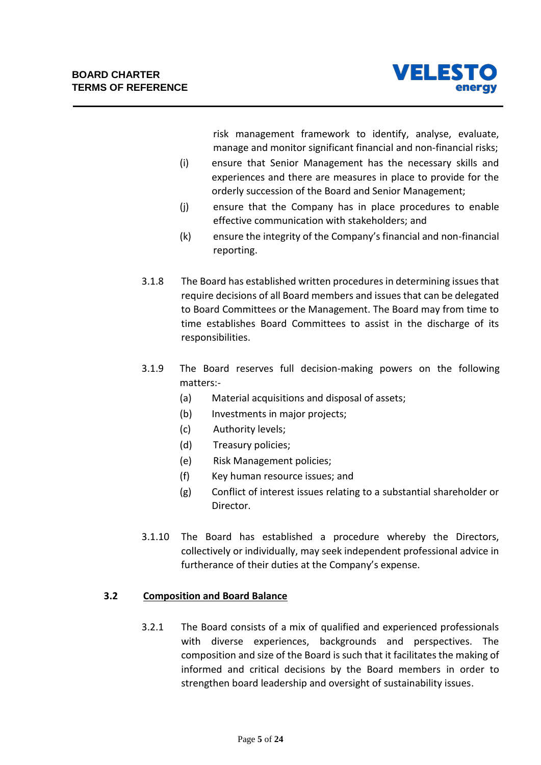risk management framework to identify, analyse, evaluate, manage and monitor significant financial and non-financial risks;

(i) ensure that Senior Management has the necessary skills and experiences and there are measures in place to provide for the orderly succession of the Board and Senior Management;

(j) ensure that the Company has in place procedures to enable effective communication with stakeholders; and

(k) ensure the integrity of the Company's financial and non-financial reporting.

3.1.8 The Board has established written procedures in determining issues that require decisions of all Board members and issues that can be delegated to Board Committees or the Management. The Board may from time to time establishes Board Committees to assist in the discharge of its responsibilities.

3.1.9 The Board reserves full decision-making powers on the following matters:-

(a) Material acquisitions and disposal of assets;

(b) Investments in major projects;

(c) Authority levels;

(d) Treasury policies;

(e) Risk Management policies;

(f) Key human resource issues; and

(g) Conflict of interest issues relating to a substantial shareholder or Director.

3.1.10 The Board has established a procedure whereby the Directors, collectively or individually, may seek independent professional advice in furtherance of their duties at the Company's expense.

## 3.2 Composition and Board Balance

3.2.1 The Board consists of a mix of qualified and experienced professionals with diverse experiences, backgrounds and perspectives. The composition and size of the Board is such that it facilitates the making of informed and critical decisions by the Board members in order to strengthen board leadership and oversight of sustainability issues.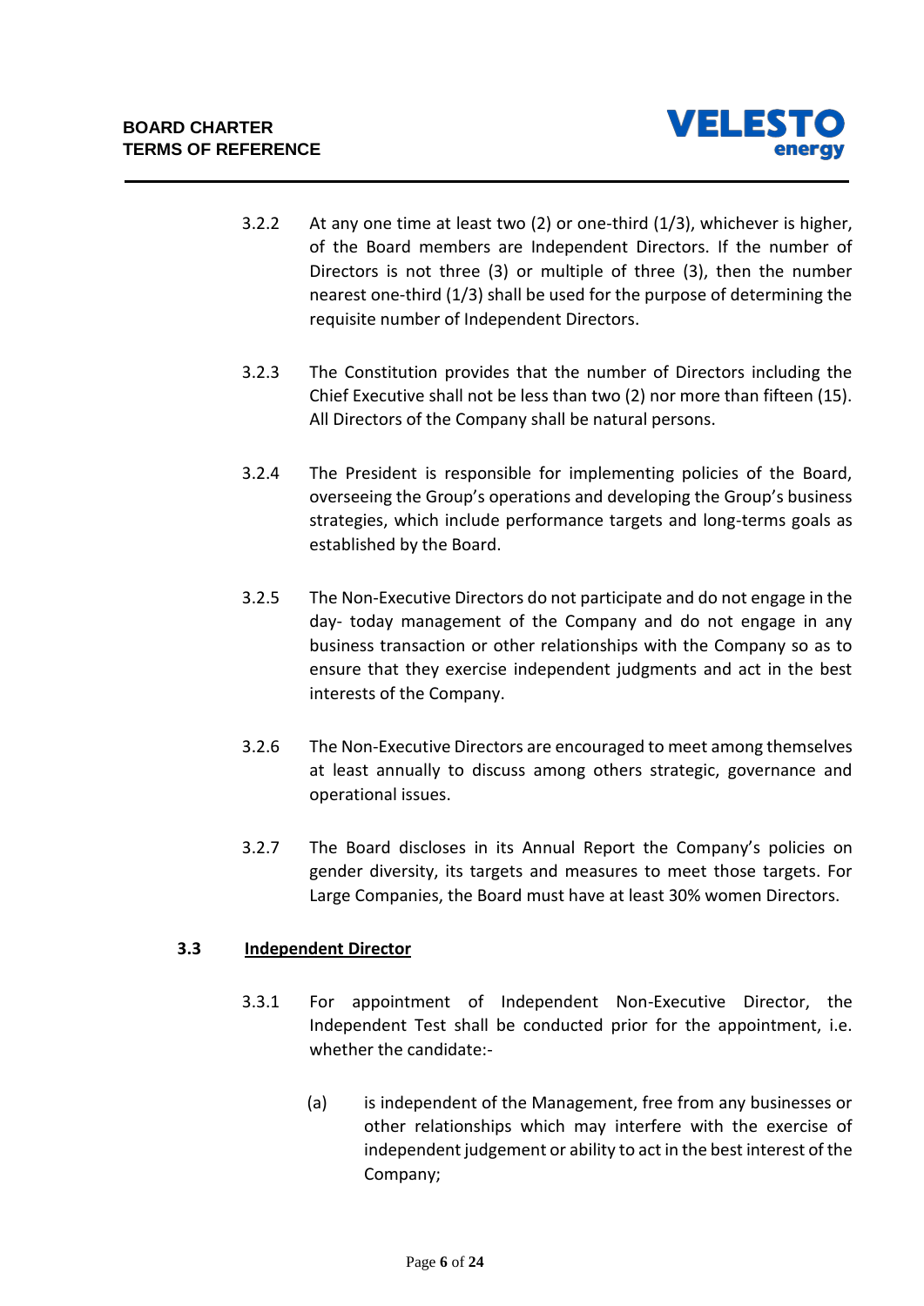3.2.2 At any one time at least two (2) or one-third (1/3), whichever is higher, of the Board members are Independent Directors. If the number of Directors is not three (3) or multiple of three (3), then the number nearest one-third (1/3) shall be used for the purpose of determining the requisite number of Independent Directors.

3.2.3 The Constitution provides that the number of Directors including the Chief Executive shall not be less than two (2) nor more than fifteen (15). All Directors of the Company shall be natural persons.

3.2.4 The President is responsible for implementing policies of the Board, overseeing the Group's operations and developing the Group's business strategies, which include performance targets and long-terms goals as established by the Board.

3.2.5 The Non-Executive Directors do not participate and do not engage in the day- today management of the Company and do not engage in any business transaction or other relationships with the Company so as to ensure that they exercise independent judgments and act in the best interests of the Company.

3.2.6 The Non-Executive Directors are encouraged to meet among themselves at least annually to discuss among others strategic, governance and operational issues.

3.2.7 The Board discloses in its Annual Report the Company's policies on gender diversity, its targets and measures to meet those targets. For Large Companies, the Board must have at least 30% women Directors.

### 3.3 Independent Director

3.3.1 For appointment of Independent Non-Executive Director, the Independent Test shall be conducted prior for the appointment, i.e. whether the candidate:-

(a) is independent of the Management, free from any businesses or other relationships which may interfere with the exercise of independent judgement or ability to act in the best interest of the Company;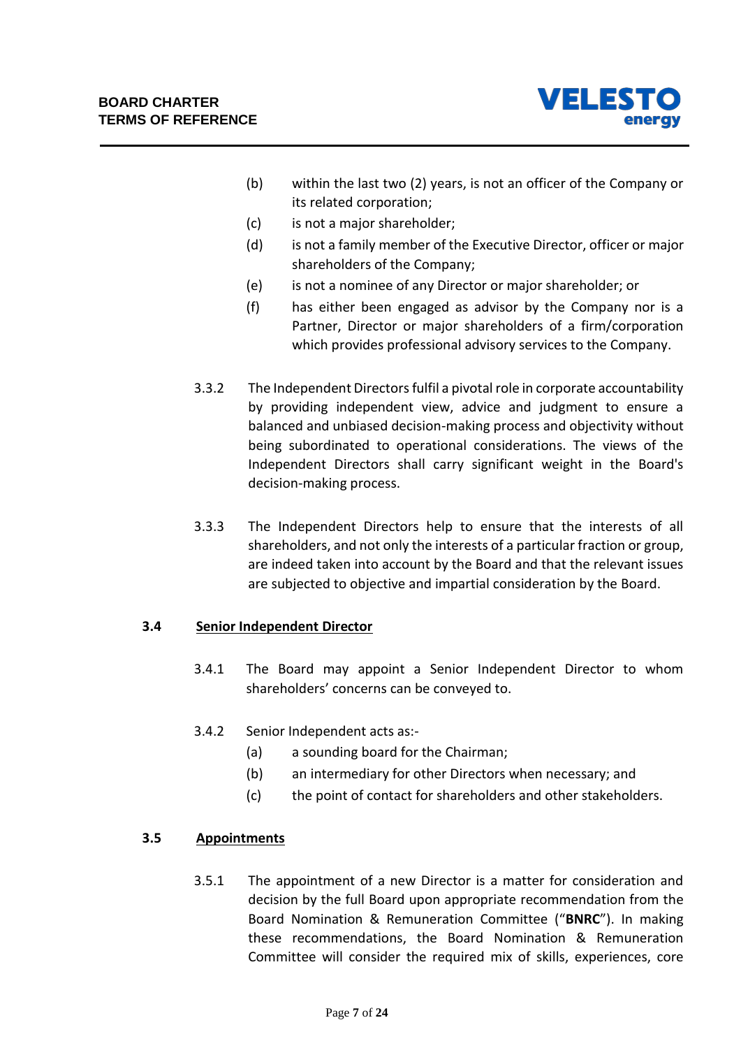(b) within the last two (2) years, is not an officer of the Company or its related corporation;

(c) is not a major shareholder;

(d) is not a family member of the Executive Director, officer or major shareholders of the Company;

(e) is not a nominee of any Director or major shareholder; or

(f) has either been engaged as advisor by the Company nor is a Partner, Director or major shareholders of a firm/corporation which provides professional advisory services to the Company.

3.3.2 The Independent Directors fulfil a pivotal role in corporate accountability by providing independent view, advice and judgment to ensure a balanced and unbiased decision-making process and objectivity without being subordinated to operational considerations. The views of the Independent Directors shall carry significant weight in the Board's decision-making process.

3.3.3 The Independent Directors help to ensure that the interests of all shareholders, and not only the interests of a particular fraction or group, are indeed taken into account by the Board and that the relevant issues are subjected to objective and impartial consideration by the Board.

### 3.4 Senior Independent Director

3.4.1 The Board may appoint a Senior Independent Director to whom shareholders' concerns can be conveyed to.

3.4.2 Senior Independent acts as:-

(a) a sounding board for the Chairman;

(b) an intermediary for other Directors when necessary; and

(c) the point of contact for shareholders and other stakeholders.

### 3.5 Appointments

3.5.1 The appointment of a new Director is a matter for consideration and decision by the full Board upon appropriate recommendation from the Board Nomination & Remuneration Committee ("**BNRC**"). In making these recommendations, the Board Nomination & Remuneration Committee will consider the required mix of skills, experiences, core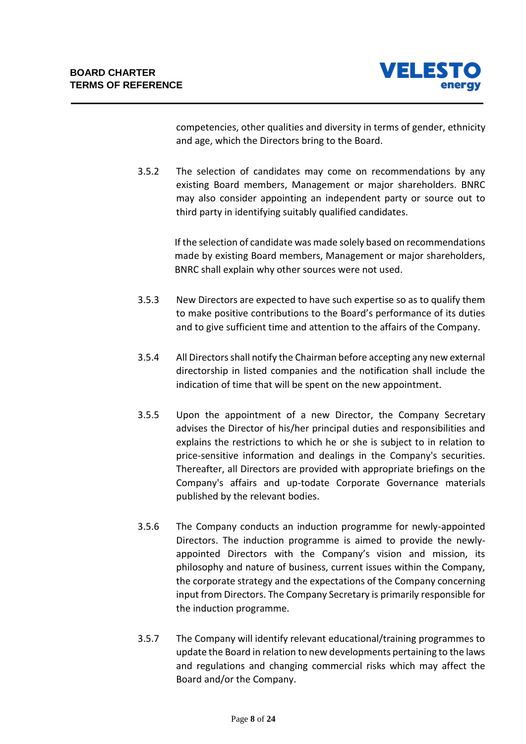competencies, other qualities and diversity in terms of gender, ethnicity and age, which the Directors bring to the Board.

3.5.2 The selection of candidates may come on recommendations by any existing Board members, Management or major shareholders. BNRC may also consider appointing an independent party or source out to third party in identifying suitably qualified candidates.

If the selection of candidate was made solely based on recommendations made by existing Board members, Management or major shareholders, BNRC shall explain why other sources were not used.

3.5.3 New Directors are expected to have such expertise so as to qualify them to make positive contributions to the Board's performance of its duties and to give sufficient time and attention to the affairs of the Company.

3.5.4 All Directors shall notify the Chairman before accepting any new external directorship in listed companies and the notification shall include the indication of time that will be spent on the new appointment.

3.5.5 Upon the appointment of a new Director, the Company Secretary advises the Director of his/her principal duties and responsibilities and explains the restrictions to which he or she is subject to in relation to price-sensitive information and dealings in the Company's securities. Thereafter, all Directors are provided with appropriate briefings on the Company's affairs and up-todate Corporate Governance materials published by the relevant bodies.

3.5.6 The Company conducts an induction programme for newly-appointed Directors. The induction programme is aimed to provide the newly-appointed Directors with the Company's vision and mission, its philosophy and nature of business, current issues within the Company, the corporate strategy and the expectations of the Company concerning input from Directors. The Company Secretary is primarily responsible for the induction programme.

3.5.7 The Company will identify relevant educational/training programmes to update the Board in relation to new developments pertaining to the laws and regulations and changing commercial risks which may affect the Board and/or the Company.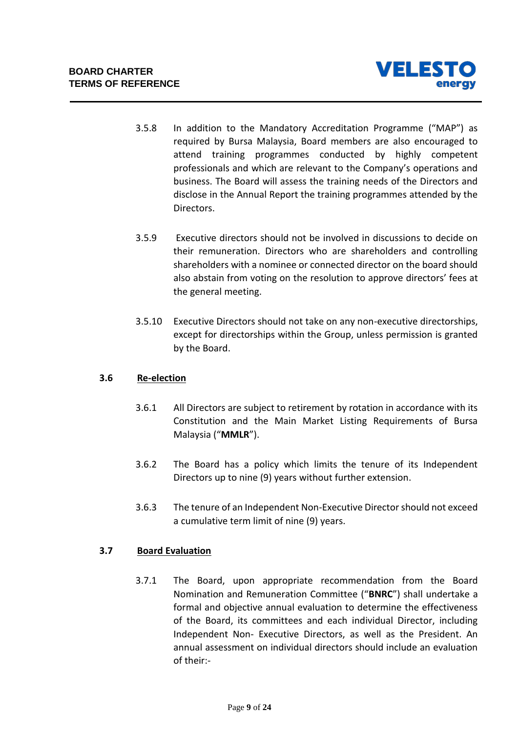3.5.8 In addition to the Mandatory Accreditation Programme ("MAP") as required by Bursa Malaysia, Board members are also encouraged to attend training programmes conducted by highly competent professionals and which are relevant to the Company's operations and business. The Board will assess the training needs of the Directors and disclose in the Annual Report the training programmes attended by the Directors.

3.5.9 Executive directors should not be involved in discussions to decide on their remuneration. Directors who are shareholders and controlling shareholders with a nominee or connected director on the board should also abstain from voting on the resolution to approve directors' fees at the general meeting.

3.5.10 Executive Directors should not take on any non-executive directorships, except for directorships within the Group, unless permission is granted by the Board.

### 3.6 Re-election

3.6.1 All Directors are subject to retirement by rotation in accordance with its Constitution and the Main Market Listing Requirements of Bursa Malaysia ("**MMLR**").

3.6.2 The Board has a policy which limits the tenure of its Independent Directors up to nine (9) years without further extension.

3.6.3 The tenure of an Independent Non-Executive Director should not exceed a cumulative term limit of nine (9) years.

### 3.7 Board Evaluation

3.7.1 The Board, upon appropriate recommendation from the Board Nomination and Remuneration Committee ("**BNRC**") shall undertake a formal and objective annual evaluation to determine the effectiveness of the Board, its committees and each individual Director, including Independent Non- Executive Directors, as well as the President. An annual assessment on individual directors should include an evaluation of their:-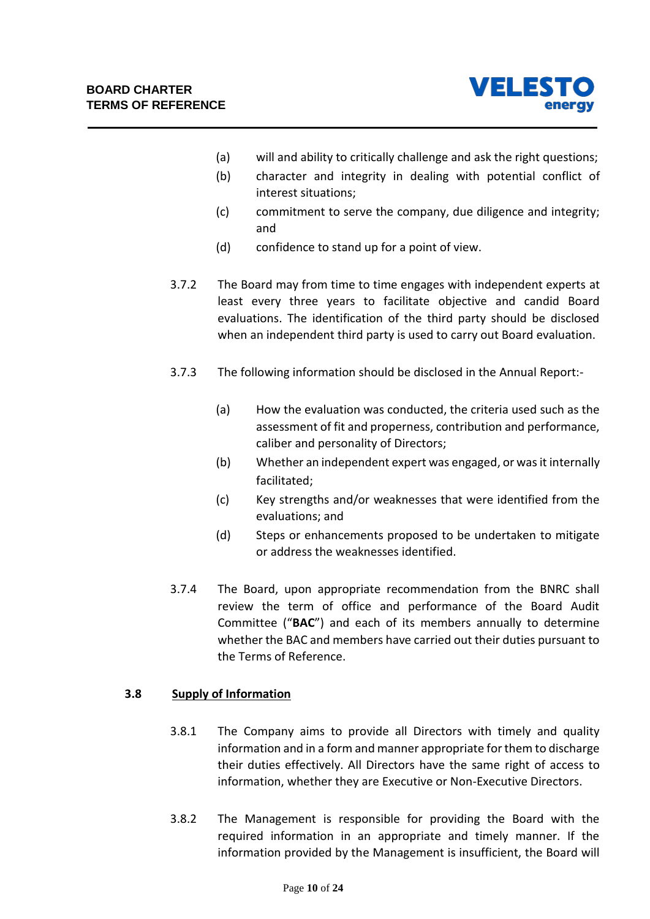(a) will and ability to critically challenge and ask the right questions;

(b) character and integrity in dealing with potential conflict of interest situations;

(c) commitment to serve the company, due diligence and integrity; and

(d) confidence to stand up for a point of view.

3.7.2 The Board may from time to time engages with independent experts at least every three years to facilitate objective and candid Board evaluations. The identification of the third party should be disclosed when an independent third party is used to carry out Board evaluation.

3.7.3 The following information should be disclosed in the Annual Report:-

(a) How the evaluation was conducted, the criteria used such as the assessment of fit and properness, contribution and performance, caliber and personality of Directors;

(b) Whether an independent expert was engaged, or was it internally facilitated;

(c) Key strengths and/or weaknesses that were identified from the evaluations; and

(d) Steps or enhancements proposed to be undertaken to mitigate or address the weaknesses identified.

3.7.4 The Board, upon appropriate recommendation from the BNRC shall review the term of office and performance of the Board Audit Committee ("**BAC**") and each of its members annually to determine whether the BAC and members have carried out their duties pursuant to the Terms of Reference.

**3.8 <u>Supply of Information</u>**

3.8.1 The Company aims to provide all Directors with timely and quality information and in a form and manner appropriate for them to discharge their duties effectively. All Directors have the same right of access to information, whether they are Executive or Non-Executive Directors.

3.8.2 The Management is responsible for providing the Board with the required information in an appropriate and timely manner. If the information provided by the Management is insufficient, the Board will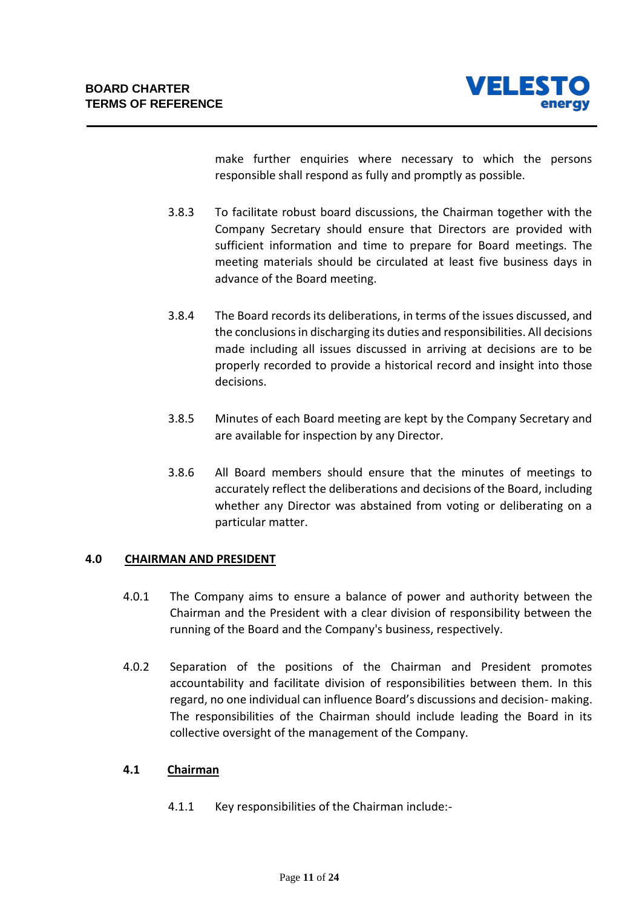make further enquiries where necessary to which the persons responsible shall respond as fully and promptly as possible.

3.8.3 To facilitate robust board discussions, the Chairman together with the Company Secretary should ensure that Directors are provided with sufficient information and time to prepare for Board meetings. The meeting materials should be circulated at least five business days in advance of the Board meeting.

3.8.4 The Board records its deliberations, in terms of the issues discussed, and the conclusions in discharging its duties and responsibilities. All decisions made including all issues discussed in arriving at decisions are to be properly recorded to provide a historical record and insight into those decisions.

3.8.5 Minutes of each Board meeting are kept by the Company Secretary and are available for inspection by any Director.

3.8.6 All Board members should ensure that the minutes of meetings to accurately reflect the deliberations and decisions of the Board, including whether any Director was abstained from voting or deliberating on a particular matter.

## 4.0 CHAIRMAN AND PRESIDENT

4.0.1 The Company aims to ensure a balance of power and authority between the Chairman and the President with a clear division of responsibility between the running of the Board and the Company's business, respectively.

4.0.2 Separation of the positions of the Chairman and President promotes accountability and facilitate division of responsibilities between them. In this regard, no one individual can influence Board's discussions and decision- making. The responsibilities of the Chairman should include leading the Board in its collective oversight of the management of the Company.

### 4.1 Chairman

4.1.1 Key responsibilities of the Chairman include:-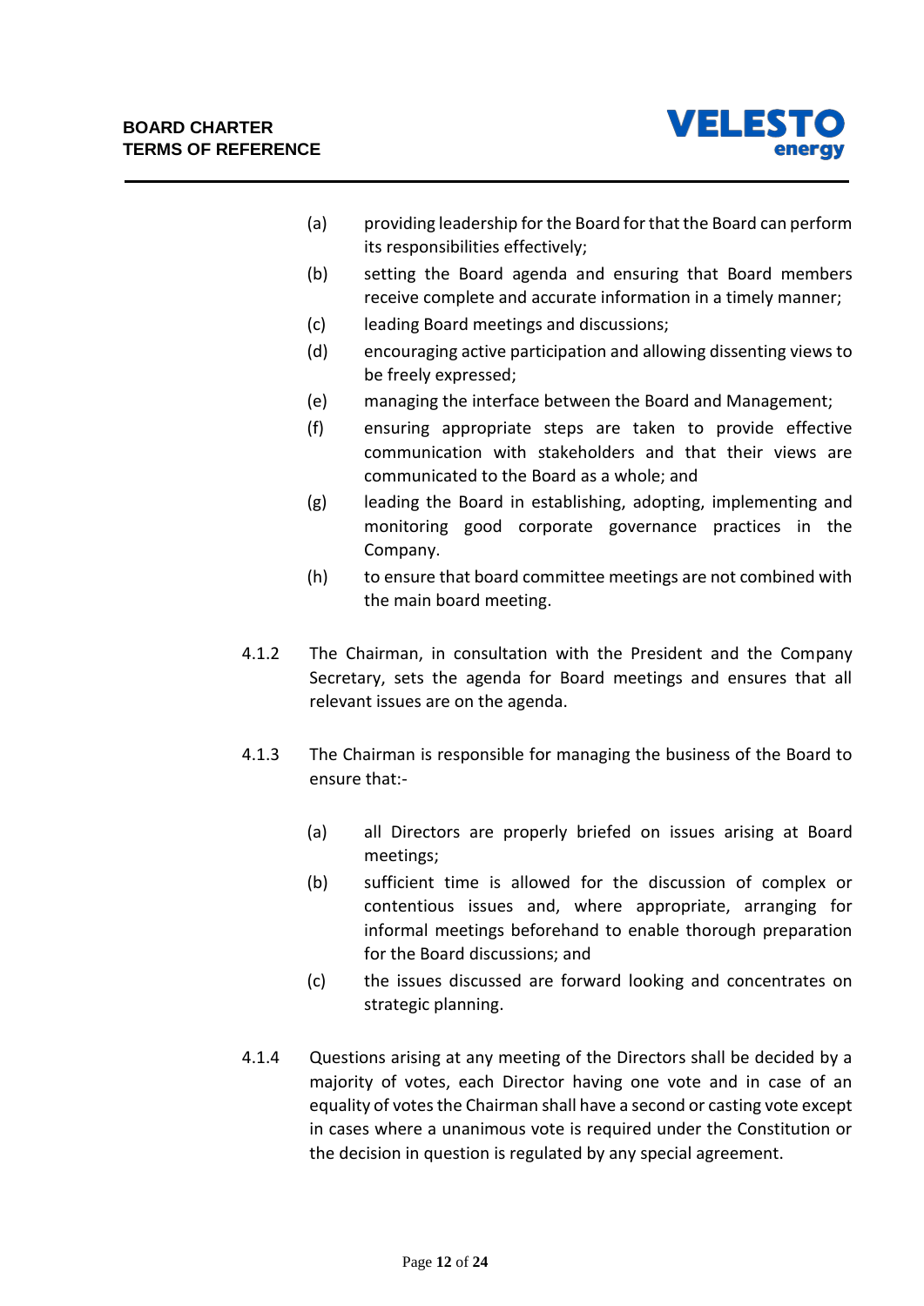(a) providing leadership for the Board for that the Board can perform its responsibilities effectively;

(b) setting the Board agenda and ensuring that Board members receive complete and accurate information in a timely manner;

(c) leading Board meetings and discussions;

(d) encouraging active participation and allowing dissenting views to be freely expressed;

(e) managing the interface between the Board and Management;

(f) ensuring appropriate steps are taken to provide effective communication with stakeholders and that their views are communicated to the Board as a whole; and

(g) leading the Board in establishing, adopting, implementing and monitoring good corporate governance practices in the Company.

(h) to ensure that board committee meetings are not combined with the main board meeting.

4.1.2 The Chairman, in consultation with the President and the Company Secretary, sets the agenda for Board meetings and ensures that all relevant issues are on the agenda.

4.1.3 The Chairman is responsible for managing the business of the Board to ensure that:-

(a) all Directors are properly briefed on issues arising at Board meetings;

(b) sufficient time is allowed for the discussion of complex or contentious issues and, where appropriate, arranging for informal meetings beforehand to enable thorough preparation for the Board discussions; and

(c) the issues discussed are forward looking and concentrates on strategic planning.

4.1.4 Questions arising at any meeting of the Directors shall be decided by a majority of votes, each Director having one vote and in case of an equality of votes the Chairman shall have a second or casting vote except in cases where a unanimous vote is required under the Constitution or the decision in question is regulated by any special agreement.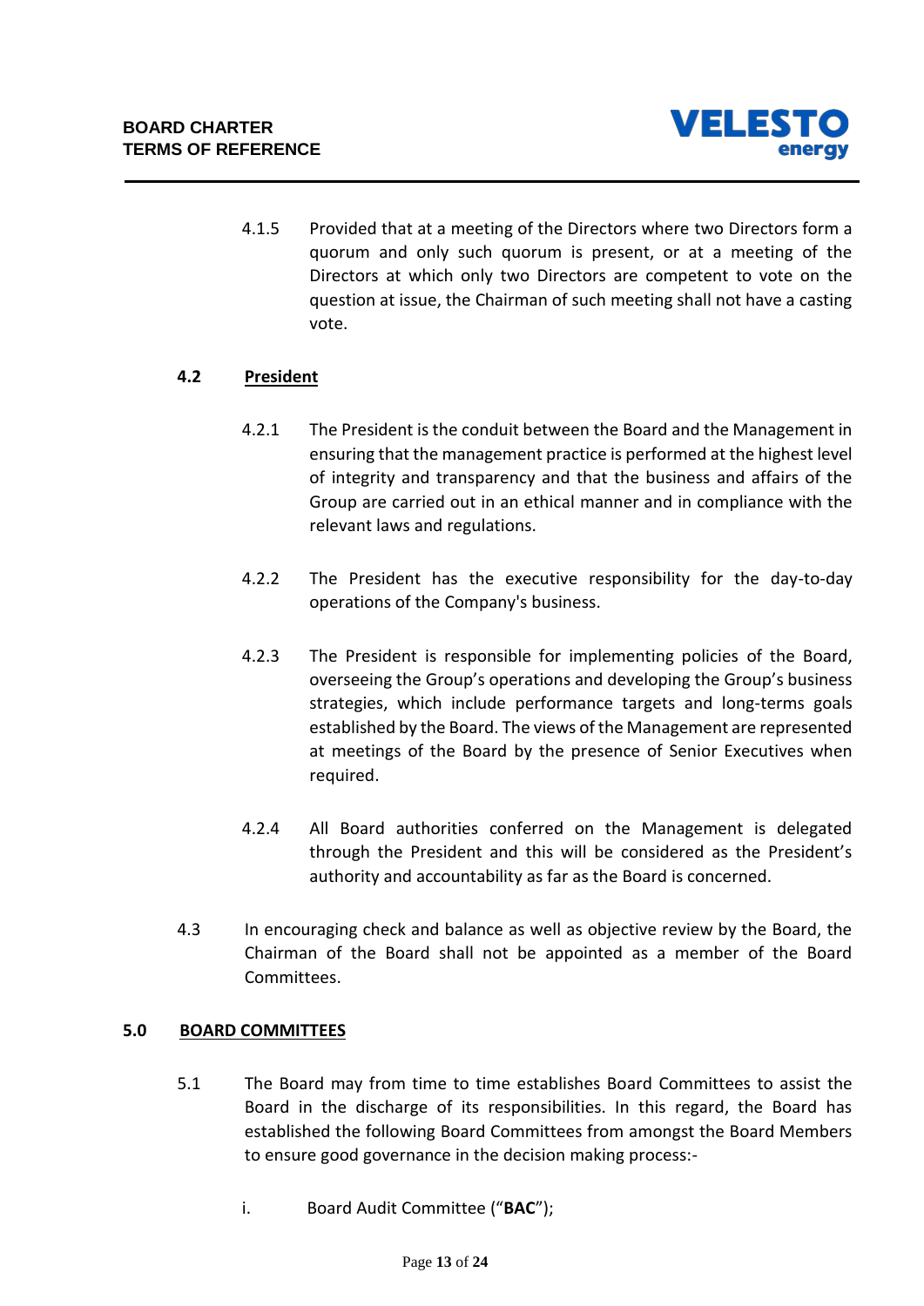4.1.5 Provided that at a meeting of the Directors where two Directors form a quorum and only such quorum is present, or at a meeting of the Directors at which only two Directors are competent to vote on the question at issue, the Chairman of such meeting shall not have a casting vote.

### 4.2 President

4.2.1 The President is the conduit between the Board and the Management in ensuring that the management practice is performed at the highest level of integrity and transparency and that the business and affairs of the Group are carried out in an ethical manner and in compliance with the relevant laws and regulations.

4.2.2 The President has the executive responsibility for the day-to-day operations of the Company's business.

4.2.3 The President is responsible for implementing policies of the Board, overseeing the Group's operations and developing the Group's business strategies, which include performance targets and long-terms goals established by the Board. The views of the Management are represented at meetings of the Board by the presence of Senior Executives when required.

4.2.4 All Board authorities conferred on the Management is delegated through the President and this will be considered as the President's authority and accountability as far as the Board is concerned.

4.3 In encouraging check and balance as well as objective review by the Board, the Chairman of the Board shall not be appointed as a member of the Board Committees.

## 5.0 BOARD COMMITTEES

5.1 The Board may from time to time establishes Board Committees to assist the Board in the discharge of its responsibilities. In this regard, the Board has established the following Board Committees from amongst the Board Members to ensure good governance in the decision making process:-

i. Board Audit Committee ("**BAC**");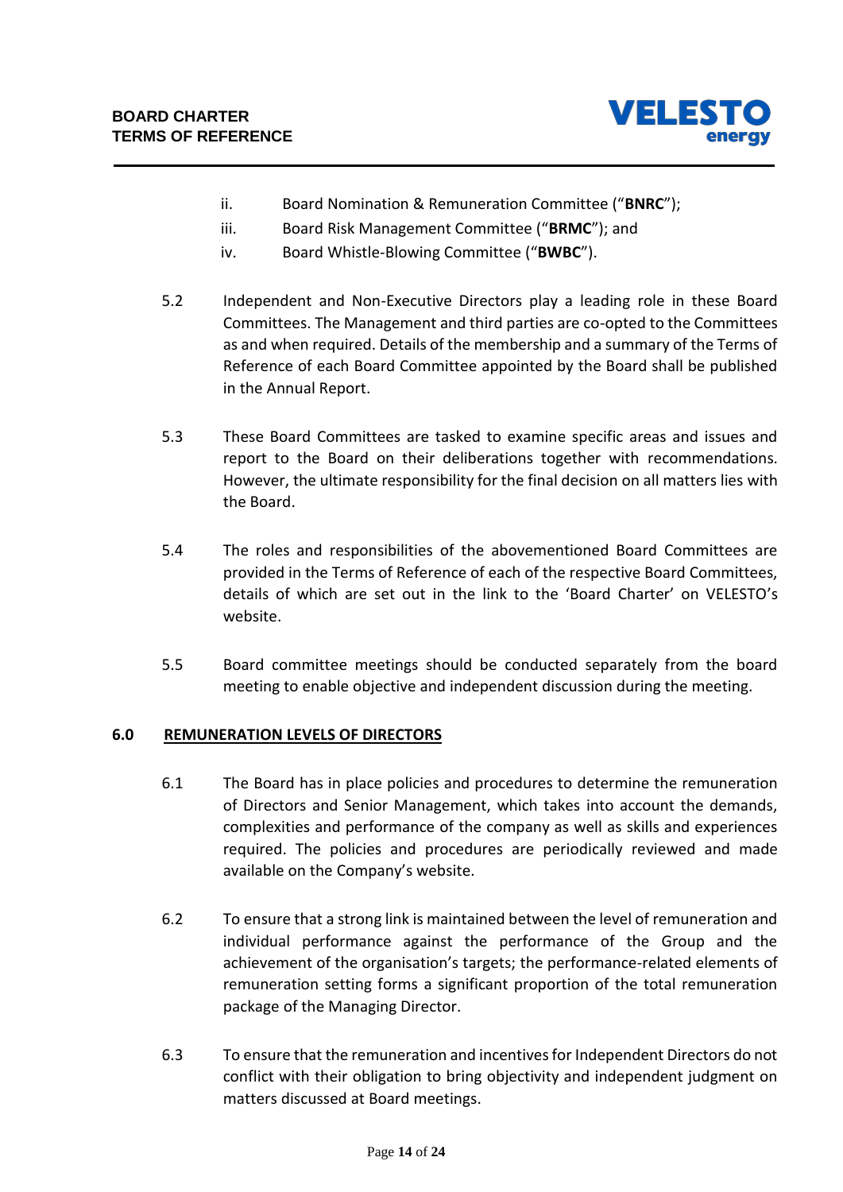ii. Board Nomination & Remuneration Committee ("**BNRC**");

iii. Board Risk Management Committee ("**BRMC**"); and

iv. Board Whistle-Blowing Committee ("**BWBC**").

5.2 Independent and Non-Executive Directors play a leading role in these Board Committees. The Management and third parties are co-opted to the Committees as and when required. Details of the membership and a summary of the Terms of Reference of each Board Committee appointed by the Board shall be published in the Annual Report.

5.3 These Board Committees are tasked to examine specific areas and issues and report to the Board on their deliberations together with recommendations. However, the ultimate responsibility for the final decision on all matters lies with the Board.

5.4 The roles and responsibilities of the abovementioned Board Committees are provided in the Terms of Reference of each of the respective Board Committees, details of which are set out in the link to the 'Board Charter' on VELESTO's website.

5.5 Board committee meetings should be conducted separately from the board meeting to enable objective and independent discussion during the meeting.

## 6.0 REMUNERATION LEVELS OF DIRECTORS

6.1 The Board has in place policies and procedures to determine the remuneration of Directors and Senior Management, which takes into account the demands, complexities and performance of the company as well as skills and experiences required. The policies and procedures are periodically reviewed and made available on the Company's website.

6.2 To ensure that a strong link is maintained between the level of remuneration and individual performance against the performance of the Group and the achievement of the organisation's targets; the performance-related elements of remuneration setting forms a significant proportion of the total remuneration package of the Managing Director.

6.3 To ensure that the remuneration and incentives for Independent Directors do not conflict with their obligation to bring objectivity and independent judgment on matters discussed at Board meetings.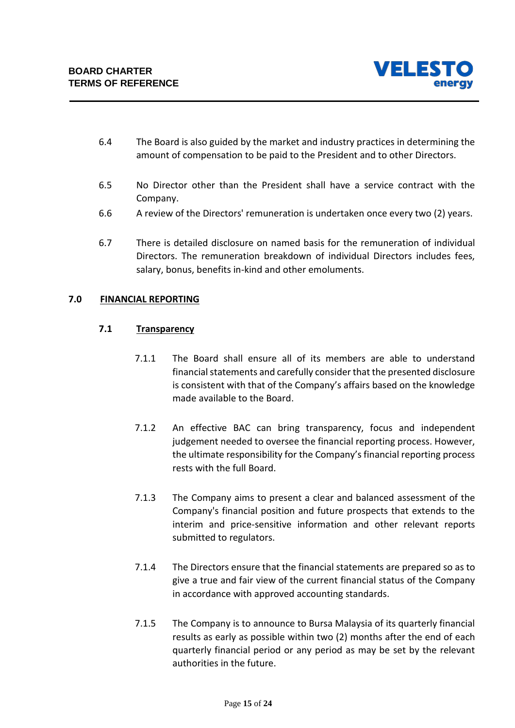6.4 The Board is also guided by the market and industry practices in determining the amount of compensation to be paid to the President and to other Directors.

6.5 No Director other than the President shall have a service contract with the Company.

6.6 A review of the Directors' remuneration is undertaken once every two (2) years.

6.7 There is detailed disclosure on named basis for the remuneration of individual Directors. The remuneration breakdown of individual Directors includes fees, salary, bonus, benefits in-kind and other emoluments.

## 7.0 FINANCIAL REPORTING

### 7.1 Transparency

7.1.1 The Board shall ensure all of its members are able to understand financial statements and carefully consider that the presented disclosure is consistent with that of the Company's affairs based on the knowledge made available to the Board.

7.1.2 An effective BAC can bring transparency, focus and independent judgement needed to oversee the financial reporting process. However, the ultimate responsibility for the Company's financial reporting process rests with the full Board.

7.1.3 The Company aims to present a clear and balanced assessment of the Company's financial position and future prospects that extends to the interim and price-sensitive information and other relevant reports submitted to regulators.

7.1.4 The Directors ensure that the financial statements are prepared so as to give a true and fair view of the current financial status of the Company in accordance with approved accounting standards.

7.1.5 The Company is to announce to Bursa Malaysia of its quarterly financial results as early as possible within two (2) months after the end of each quarterly financial period or any period as may be set by the relevant authorities in the future.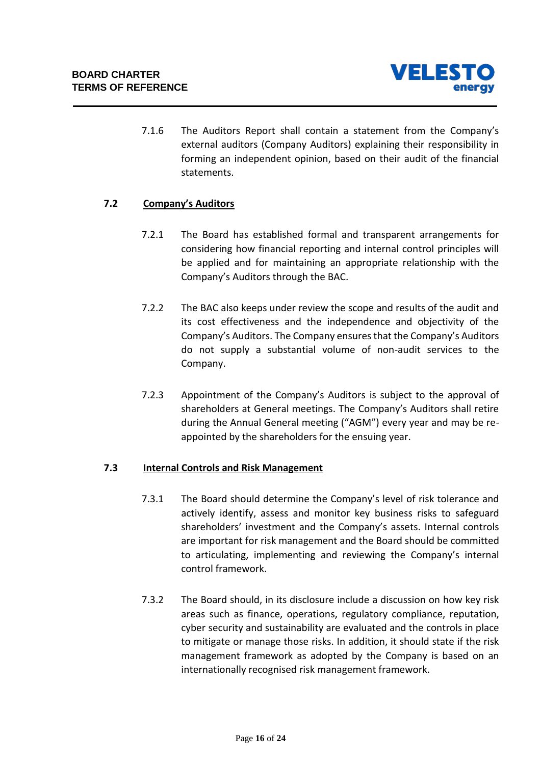7.1.6 The Auditors Report shall contain a statement from the Company's external auditors (Company Auditors) explaining their responsibility in forming an independent opinion, based on their audit of the financial statements.

### 7.2 Company's Auditors

7.2.1 The Board has established formal and transparent arrangements for considering how financial reporting and internal control principles will be applied and for maintaining an appropriate relationship with the Company's Auditors through the BAC.

7.2.2 The BAC also keeps under review the scope and results of the audit and its cost effectiveness and the independence and objectivity of the Company's Auditors. The Company ensures that the Company's Auditors do not supply a substantial volume of non-audit services to the Company.

7.2.3 Appointment of the Company's Auditors is subject to the approval of shareholders at General meetings. The Company's Auditors shall retire during the Annual General meeting ("AGM") every year and may be re-appointed by the shareholders for the ensuing year.

### 7.3 Internal Controls and Risk Management

7.3.1 The Board should determine the Company's level of risk tolerance and actively identify, assess and monitor key business risks to safeguard shareholders' investment and the Company's assets. Internal controls are important for risk management and the Board should be committed to articulating, implementing and reviewing the Company's internal control framework.

7.3.2 The Board should, in its disclosure include a discussion on how key risk areas such as finance, operations, regulatory compliance, reputation, cyber security and sustainability are evaluated and the controls in place to mitigate or manage those risks. In addition, it should state if the risk management framework as adopted by the Company is based on an internationally recognised risk management framework.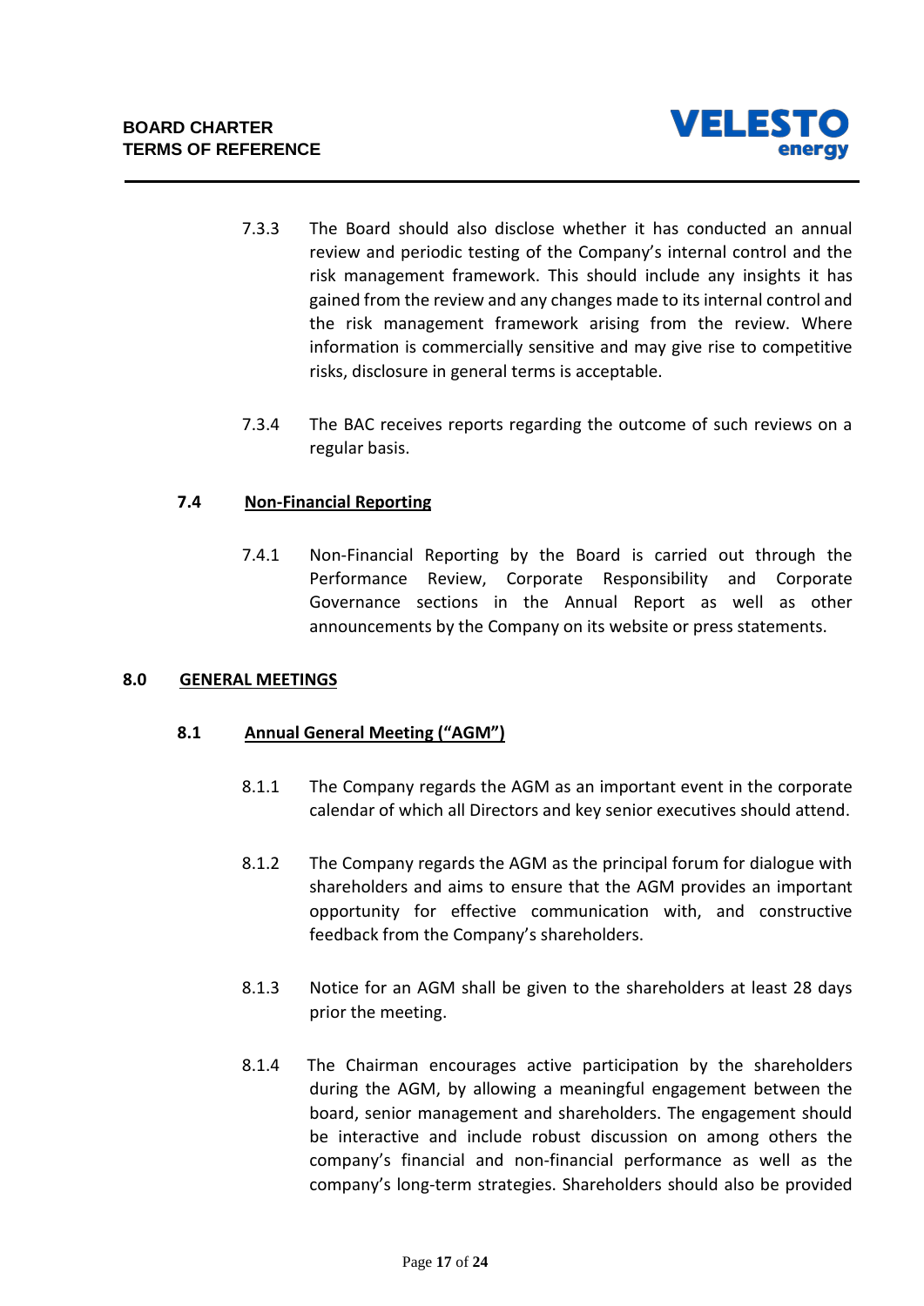7.3.3 The Board should also disclose whether it has conducted an annual review and periodic testing of the Company's internal control and the risk management framework. This should include any insights it has gained from the review and any changes made to its internal control and the risk management framework arising from the review. Where information is commercially sensitive and may give rise to competitive risks, disclosure in general terms is acceptable.

7.3.4 The BAC receives reports regarding the outcome of such reviews on a regular basis.

### 7.4 Non-Financial Reporting

7.4.1 Non-Financial Reporting by the Board is carried out through the Performance Review, Corporate Responsibility and Corporate Governance sections in the Annual Report as well as other announcements by the Company on its website or press statements.

## 8.0 GENERAL MEETINGS

### 8.1 Annual General Meeting ("AGM")

8.1.1 The Company regards the AGM as an important event in the corporate calendar of which all Directors and key senior executives should attend.

8.1.2 The Company regards the AGM as the principal forum for dialogue with shareholders and aims to ensure that the AGM provides an important opportunity for effective communication with, and constructive feedback from the Company's shareholders.

8.1.3 Notice for an AGM shall be given to the shareholders at least 28 days prior the meeting.

8.1.4 The Chairman encourages active participation by the shareholders during the AGM, by allowing a meaningful engagement between the board, senior management and shareholders. The engagement should be interactive and include robust discussion on among others the company's financial and non-financial performance as well as the company's long-term strategies. Shareholders should also be provided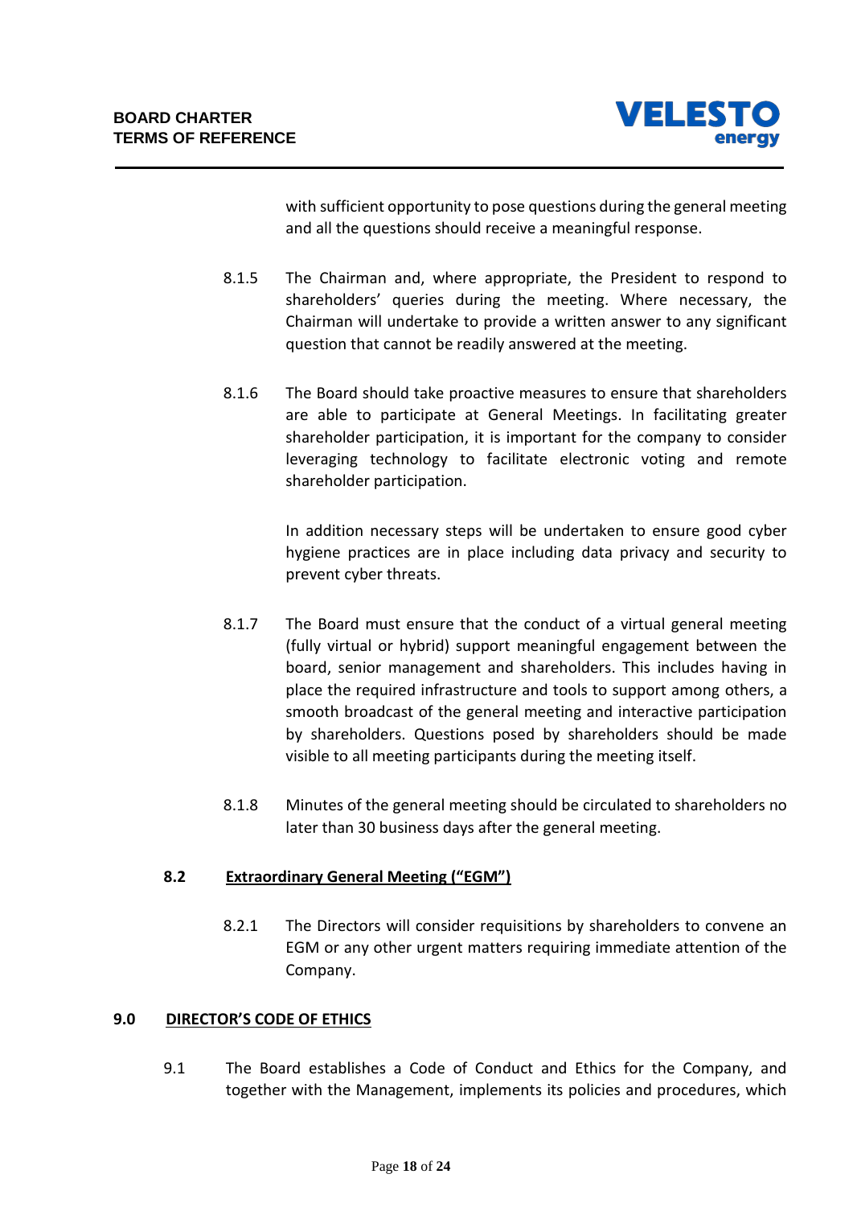with sufficient opportunity to pose questions during the general meeting and all the questions should receive a meaningful response.

8.1.5 The Chairman and, where appropriate, the President to respond to shareholders' queries during the meeting. Where necessary, the Chairman will undertake to provide a written answer to any significant question that cannot be readily answered at the meeting.

8.1.6 The Board should take proactive measures to ensure that shareholders are able to participate at General Meetings. In facilitating greater shareholder participation, it is important for the company to consider leveraging technology to facilitate electronic voting and remote shareholder participation.

In addition necessary steps will be undertaken to ensure good cyber hygiene practices are in place including data privacy and security to prevent cyber threats.

8.1.7 The Board must ensure that the conduct of a virtual general meeting (fully virtual or hybrid) support meaningful engagement between the board, senior management and shareholders. This includes having in place the required infrastructure and tools to support among others, a smooth broadcast of the general meeting and interactive participation by shareholders. Questions posed by shareholders should be made visible to all meeting participants during the meeting itself.

8.1.8 Minutes of the general meeting should be circulated to shareholders no later than 30 business days after the general meeting.

### 8.2 Extraordinary General Meeting ("EGM")

8.2.1 The Directors will consider requisitions by shareholders to convene an EGM or any other urgent matters requiring immediate attention of the Company.

## 9.0 DIRECTOR'S CODE OF ETHICS

9.1 The Board establishes a Code of Conduct and Ethics for the Company, and together with the Management, implements its policies and procedures, which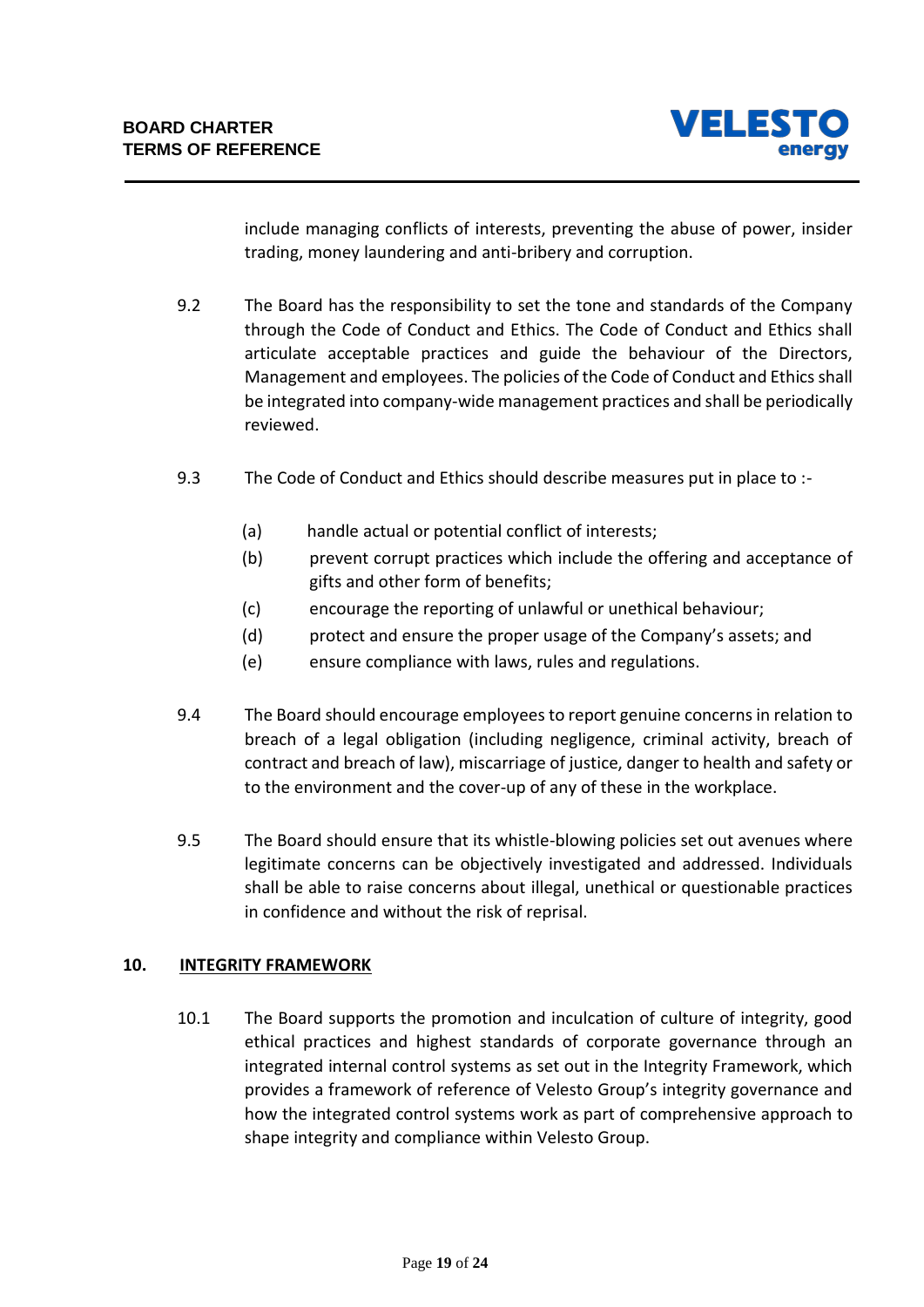include managing conflicts of interests, preventing the abuse of power, insider trading, money laundering and anti-bribery and corruption.

9.2 The Board has the responsibility to set the tone and standards of the Company through the Code of Conduct and Ethics. The Code of Conduct and Ethics shall articulate acceptable practices and guide the behaviour of the Directors, Management and employees. The policies of the Code of Conduct and Ethics shall be integrated into company-wide management practices and shall be periodically reviewed.

9.3 The Code of Conduct and Ethics should describe measures put in place to :-

(a) handle actual or potential conflict of interests;

(b) prevent corrupt practices which include the offering and acceptance of gifts and other form of benefits;

(c) encourage the reporting of unlawful or unethical behaviour;

(d) protect and ensure the proper usage of the Company's assets; and

(e) ensure compliance with laws, rules and regulations.

9.4 The Board should encourage employees to report genuine concerns in relation to breach of a legal obligation (including negligence, criminal activity, breach of contract and breach of law), miscarriage of justice, danger to health and safety or to the environment and the cover-up of any of these in the workplace.

9.5 The Board should ensure that its whistle-blowing policies set out avenues where legitimate concerns can be objectively investigated and addressed. Individuals shall be able to raise concerns about illegal, unethical or questionable practices in confidence and without the risk of reprisal.

## 10. INTEGRITY FRAMEWORK

10.1 The Board supports the promotion and inculcation of culture of integrity, good ethical practices and highest standards of corporate governance through an integrated internal control systems as set out in the Integrity Framework, which provides a framework of reference of Velesto Group's integrity governance and how the integrated control systems work as part of comprehensive approach to shape integrity and compliance within Velesto Group.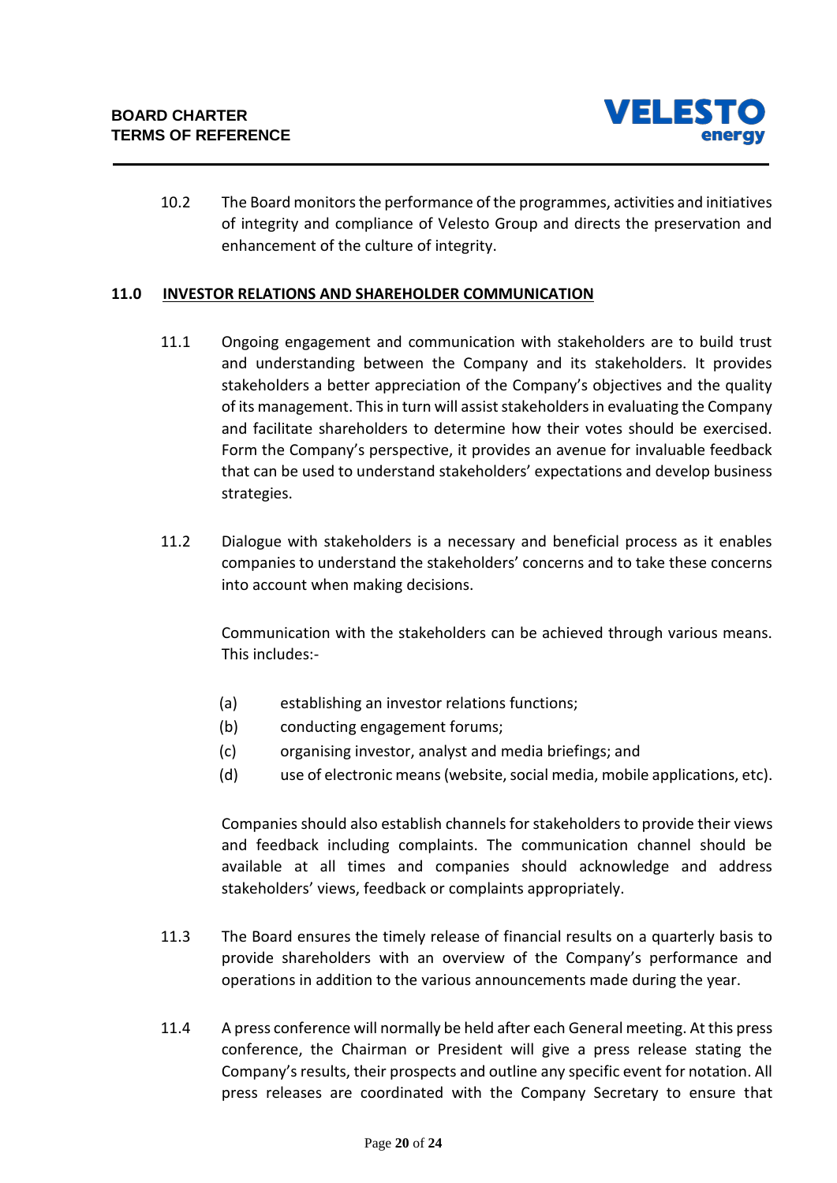10.2 The Board monitors the performance of the programmes, activities and initiatives of integrity and compliance of Velesto Group and directs the preservation and enhancement of the culture of integrity.

## 11.0 INVESTOR RELATIONS AND SHAREHOLDER COMMUNICATION

11.1 Ongoing engagement and communication with stakeholders are to build trust and understanding between the Company and its stakeholders. It provides stakeholders a better appreciation of the Company's objectives and the quality of its management. This in turn will assist stakeholders in evaluating the Company and facilitate shareholders to determine how their votes should be exercised. Form the Company's perspective, it provides an avenue for invaluable feedback that can be used to understand stakeholders' expectations and develop business strategies.

11.2 Dialogue with stakeholders is a necessary and beneficial process as it enables companies to understand the stakeholders' concerns and to take these concerns into account when making decisions.

Communication with the stakeholders can be achieved through various means. This includes:-

(a) establishing an investor relations functions;
(b) conducting engagement forums;
(c) organising investor, analyst and media briefings; and
(d) use of electronic means (website, social media, mobile applications, etc).

Companies should also establish channels for stakeholders to provide their views and feedback including complaints. The communication channel should be available at all times and companies should acknowledge and address stakeholders' views, feedback or complaints appropriately.

11.3 The Board ensures the timely release of financial results on a quarterly basis to provide shareholders with an overview of the Company's performance and operations in addition to the various announcements made during the year.

11.4 A press conference will normally be held after each General meeting. At this press conference, the Chairman or President will give a press release stating the Company's results, their prospects and outline any specific event for notation. All press releases are coordinated with the Company Secretary to ensure that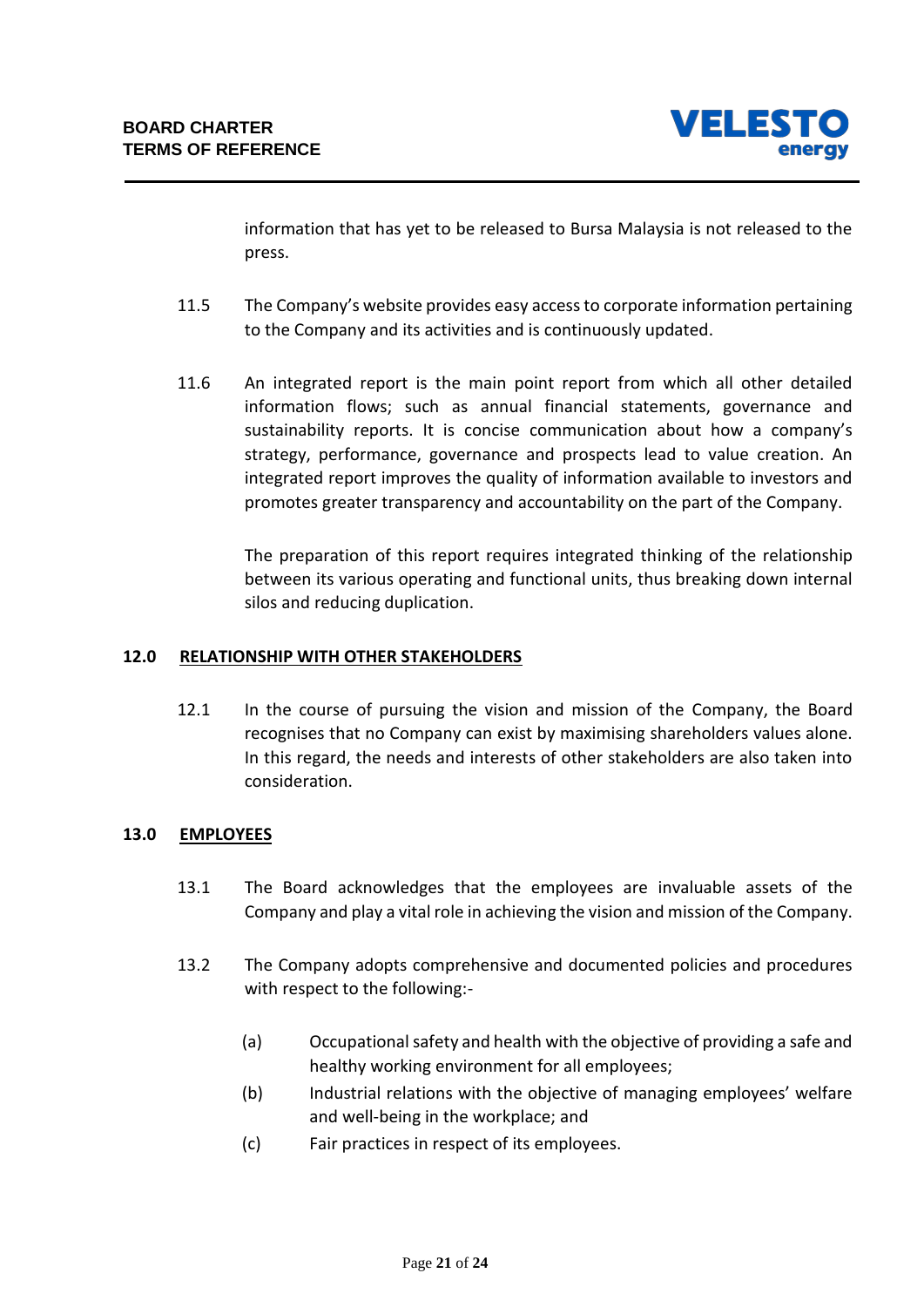information that has yet to be released to Bursa Malaysia is not released to the press.

11.5 The Company's website provides easy access to corporate information pertaining to the Company and its activities and is continuously updated.

11.6 An integrated report is the main point report from which all other detailed information flows; such as annual financial statements, governance and sustainability reports. It is concise communication about how a company's strategy, performance, governance and prospects lead to value creation. An integrated report improves the quality of information available to investors and promotes greater transparency and accountability on the part of the Company.

The preparation of this report requires integrated thinking of the relationship between its various operating and functional units, thus breaking down internal silos and reducing duplication.

## 12.0 RELATIONSHIP WITH OTHER STAKEHOLDERS

12.1 In the course of pursuing the vision and mission of the Company, the Board recognises that no Company can exist by maximising shareholders values alone. In this regard, the needs and interests of other stakeholders are also taken into consideration.

## 13.0 EMPLOYEES

13.1 The Board acknowledges that the employees are invaluable assets of the Company and play a vital role in achieving the vision and mission of the Company.

13.2 The Company adopts comprehensive and documented policies and procedures with respect to the following:-

(a) Occupational safety and health with the objective of providing a safe and healthy working environment for all employees;

(b) Industrial relations with the objective of managing employees' welfare and well-being in the workplace; and

(c) Fair practices in respect of its employees.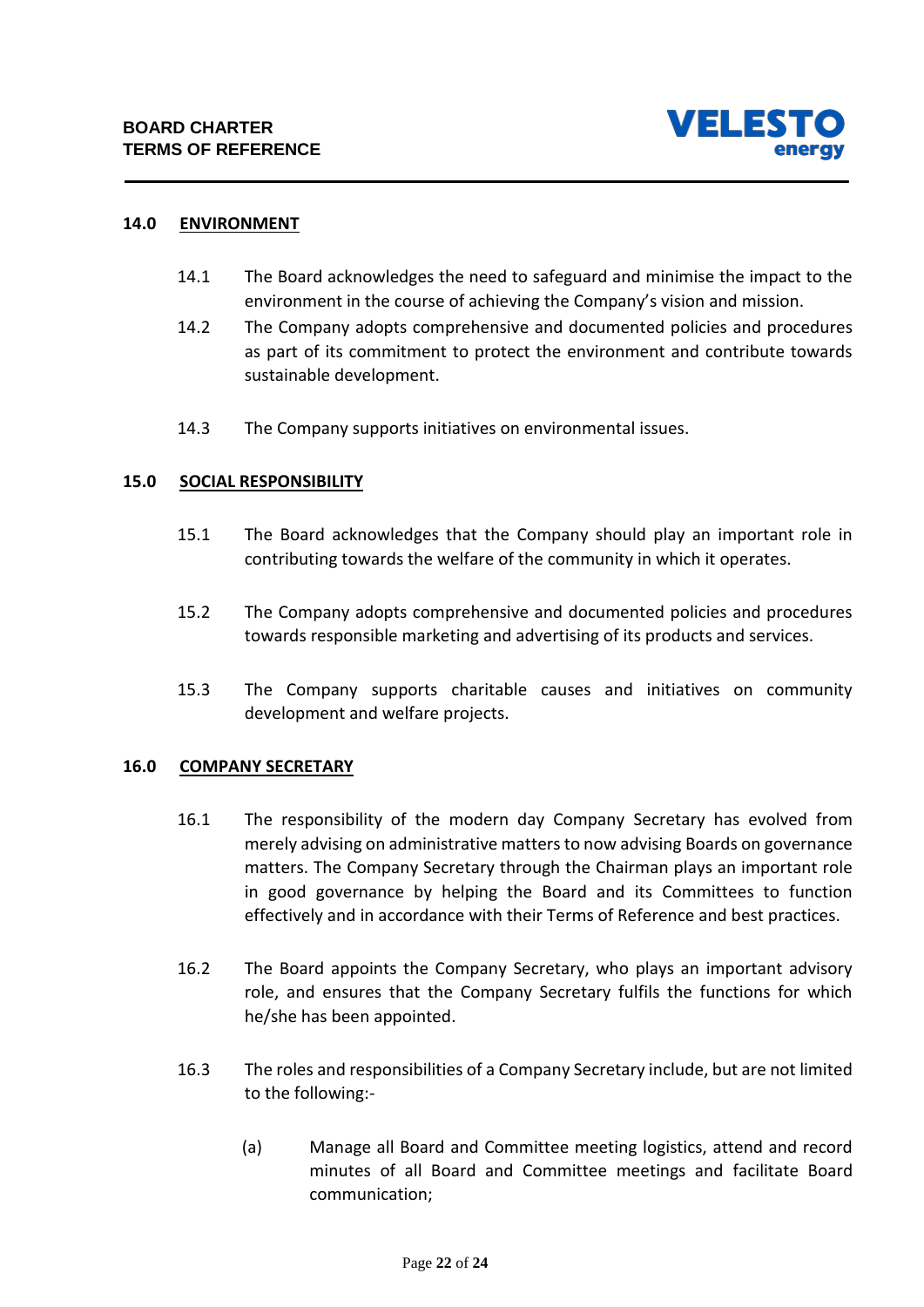## 14.0 ENVIRONMENT

14.1 The Board acknowledges the need to safeguard and minimise the impact to the environment in the course of achieving the Company's vision and mission.

14.2 The Company adopts comprehensive and documented policies and procedures as part of its commitment to protect the environment and contribute towards sustainable development.

14.3 The Company supports initiatives on environmental issues.

## 15.0 SOCIAL RESPONSIBILITY

15.1 The Board acknowledges that the Company should play an important role in contributing towards the welfare of the community in which it operates.

15.2 The Company adopts comprehensive and documented policies and procedures towards responsible marketing and advertising of its products and services.

15.3 The Company supports charitable causes and initiatives on community development and welfare projects.

## 16.0 COMPANY SECRETARY

16.1 The responsibility of the modern day Company Secretary has evolved from merely advising on administrative matters to now advising Boards on governance matters. The Company Secretary through the Chairman plays an important role in good governance by helping the Board and its Committees to function effectively and in accordance with their Terms of Reference and best practices.

16.2 The Board appoints the Company Secretary, who plays an important advisory role, and ensures that the Company Secretary fulfils the functions for which he/she has been appointed.

16.3 The roles and responsibilities of a Company Secretary include, but are not limited to the following:-

(a) Manage all Board and Committee meeting logistics, attend and record minutes of all Board and Committee meetings and facilitate Board communication;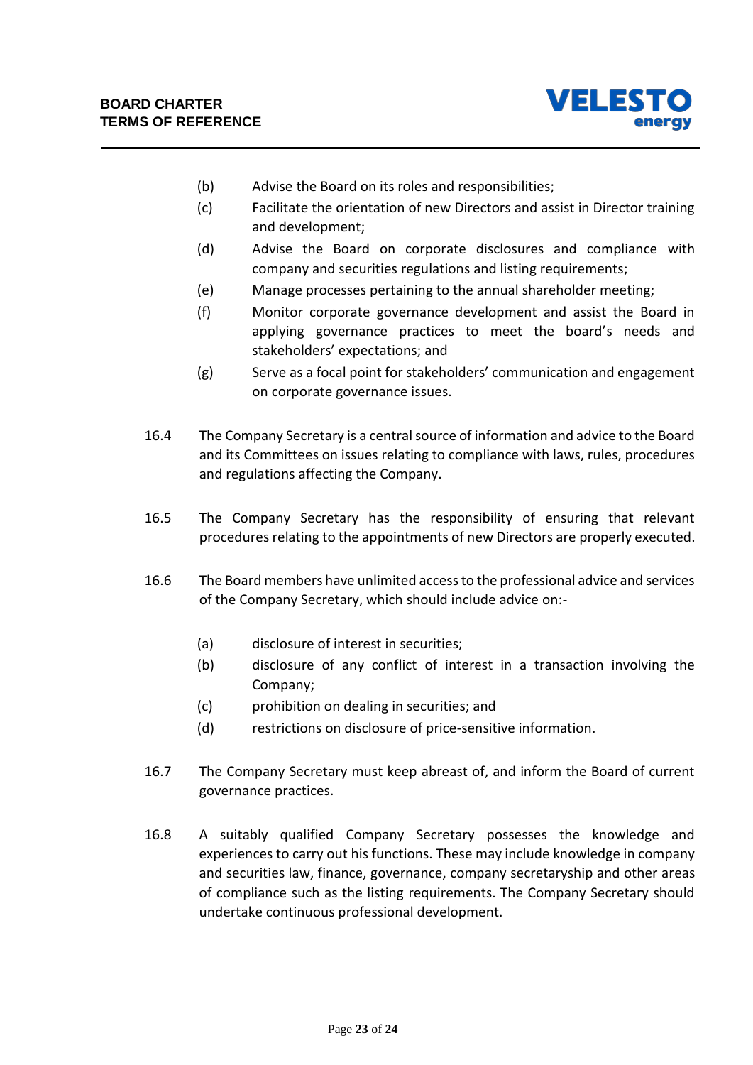(b) Advise the Board on its roles and responsibilities;

(c) Facilitate the orientation of new Directors and assist in Director training and development;

(d) Advise the Board on corporate disclosures and compliance with company and securities regulations and listing requirements;

(e) Manage processes pertaining to the annual shareholder meeting;

(f) Monitor corporate governance development and assist the Board in applying governance practices to meet the board's needs and stakeholders' expectations; and

(g) Serve as a focal point for stakeholders' communication and engagement on corporate governance issues.

16.4 The Company Secretary is a central source of information and advice to the Board and its Committees on issues relating to compliance with laws, rules, procedures and regulations affecting the Company.

16.5 The Company Secretary has the responsibility of ensuring that relevant procedures relating to the appointments of new Directors are properly executed.

16.6 The Board members have unlimited access to the professional advice and services of the Company Secretary, which should include advice on:-

(a) disclosure of interest in securities;

(b) disclosure of any conflict of interest in a transaction involving the Company;

(c) prohibition on dealing in securities; and

(d) restrictions on disclosure of price-sensitive information.

16.7 The Company Secretary must keep abreast of, and inform the Board of current governance practices.

16.8 A suitably qualified Company Secretary possesses the knowledge and experiences to carry out his functions. These may include knowledge in company and securities law, finance, governance, company secretaryship and other areas of compliance such as the listing requirements. The Company Secretary should undertake continuous professional development.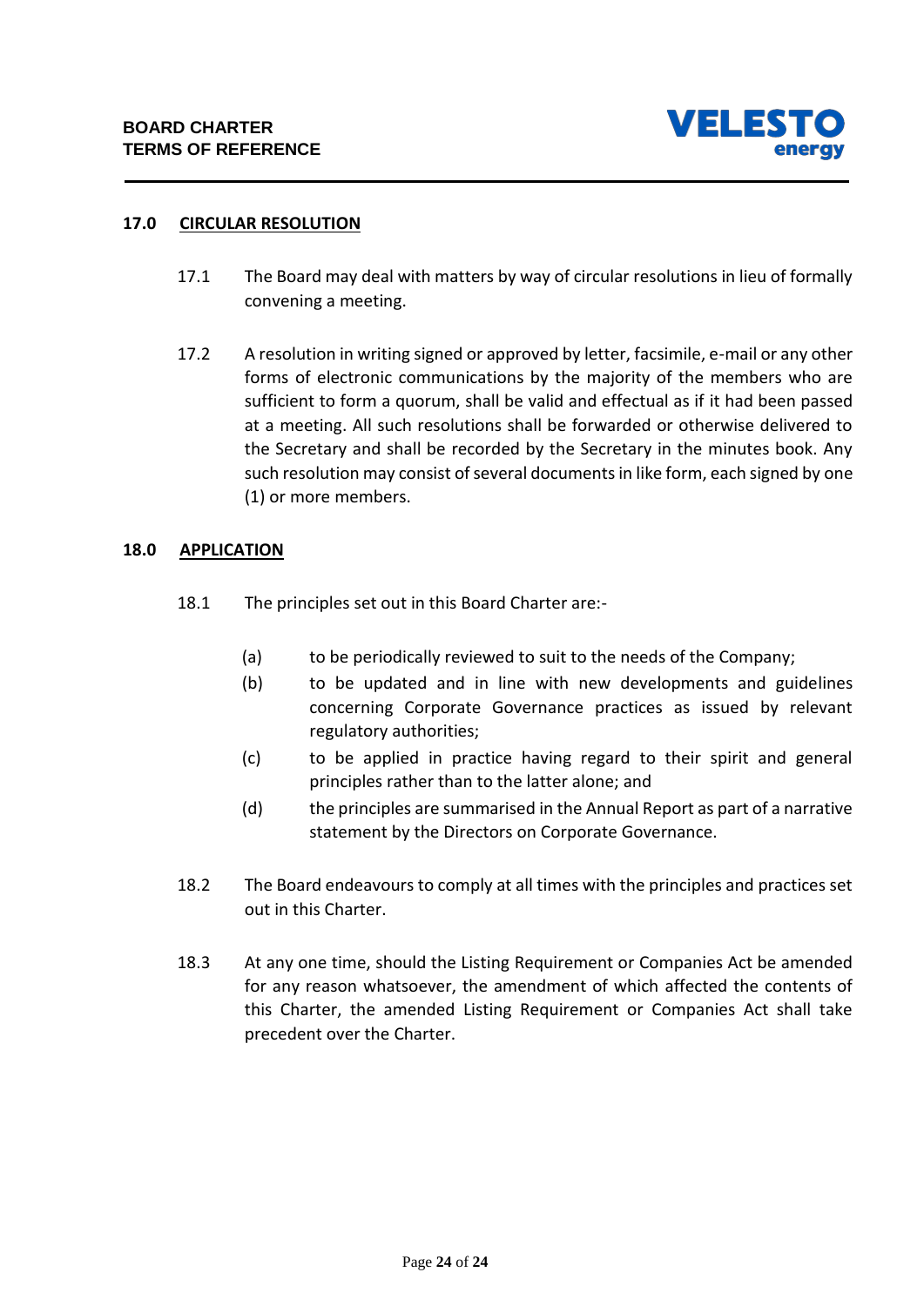## 17.0 CIRCULAR RESOLUTION

17.1 The Board may deal with matters by way of circular resolutions in lieu of formally convening a meeting.

17.2 A resolution in writing signed or approved by letter, facsimile, e-mail or any other forms of electronic communications by the majority of the members who are sufficient to form a quorum, shall be valid and effectual as if it had been passed at a meeting. All such resolutions shall be forwarded or otherwise delivered to the Secretary and shall be recorded by the Secretary in the minutes book. Any such resolution may consist of several documents in like form, each signed by one (1) or more members.

## 18.0 APPLICATION

18.1 The principles set out in this Board Charter are:-

(a) to be periodically reviewed to suit to the needs of the Company;

(b) to be updated and in line with new developments and guidelines concerning Corporate Governance practices as issued by relevant regulatory authorities;

(c) to be applied in practice having regard to their spirit and general principles rather than to the latter alone; and

(d) the principles are summarised in the Annual Report as part of a narrative statement by the Directors on Corporate Governance.

18.2 The Board endeavours to comply at all times with the principles and practices set out in this Charter.

18.3 At any one time, should the Listing Requirement or Companies Act be amended for any reason whatsoever, the amendment of which affected the contents of this Charter, the amended Listing Requirement or Companies Act shall take precedent over the Charter.